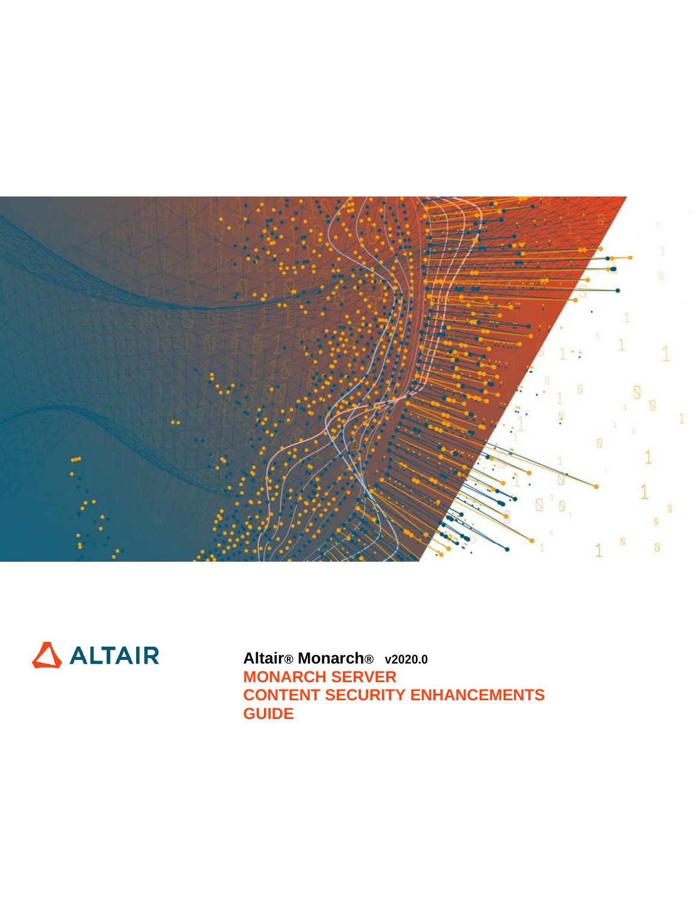ALTAIR

**Altair® Monarch® v2020.0**

# MONARCH SERVER
# CONTENT SECURITY ENHANCEMENTS
# GUIDE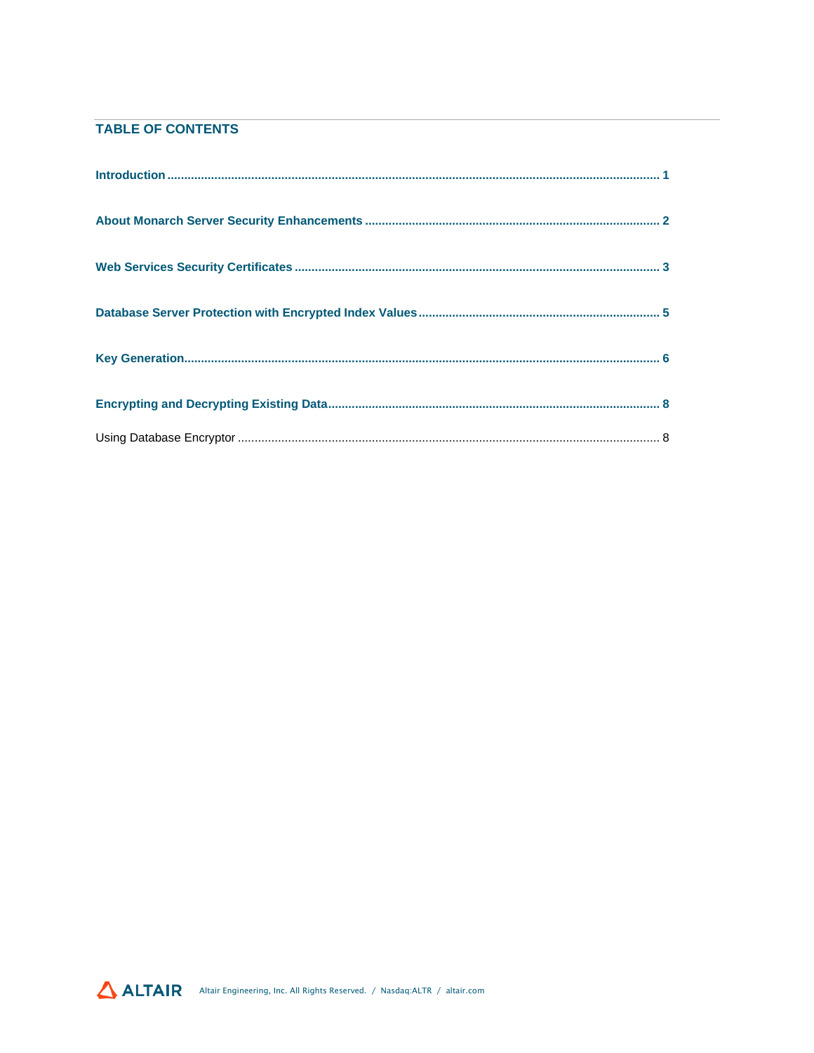## TABLE OF CONTENTS

**Introduction** ........................................................................................................ **1**

**About Monarch Server Security Enhancements** ............................................................... **2**

**Web Services Security Certificates** .................................................................................. **3**

**Database Server Protection with Encrypted Index Values** ............................................... **5**

**Key Generation** ..................................................................................................... **6**

**Encrypting and Decrypting Existing Data** ......................................................................... **8**

Using Database Encryptor ........................................................................................... 8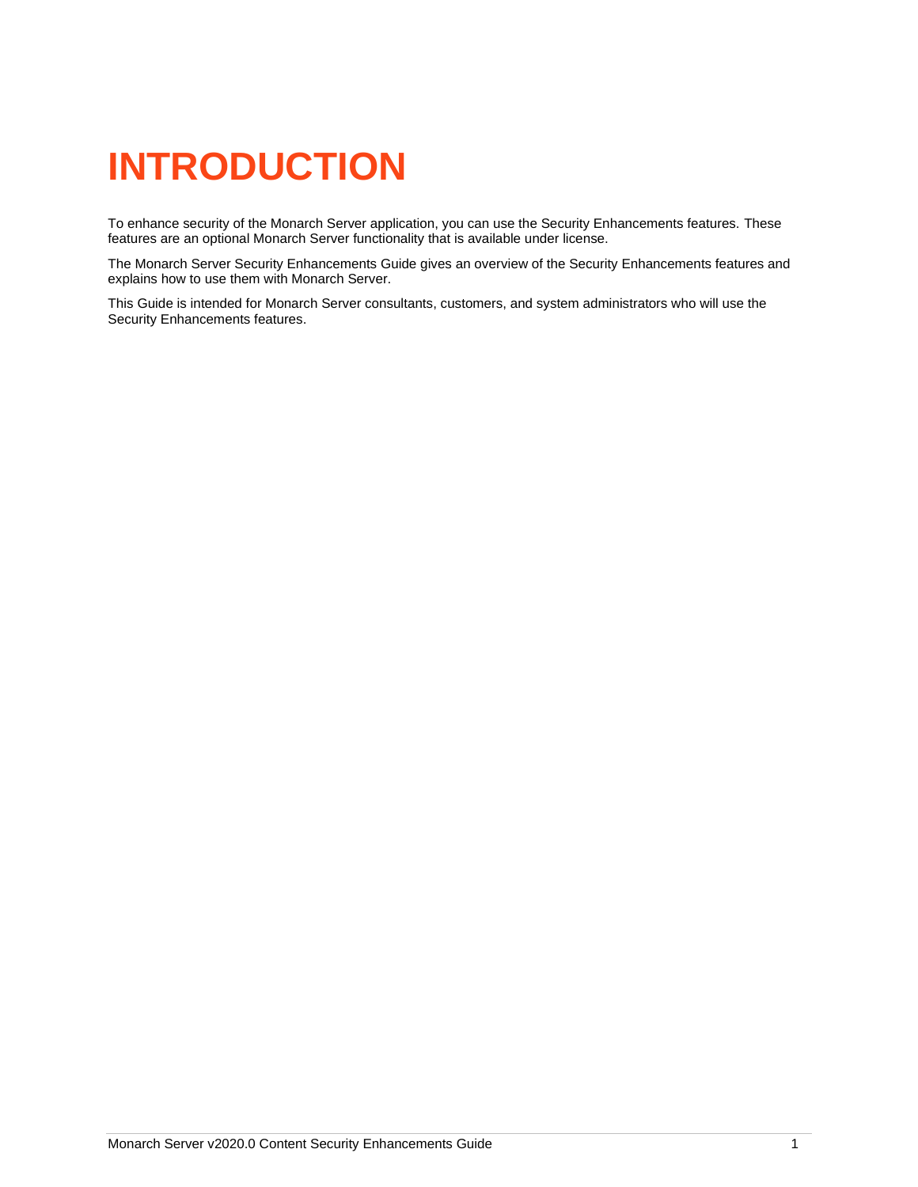# INTRODUCTION

To enhance security of the Monarch Server application, you can use the Security Enhancements features. These features are an optional Monarch Server functionality that is available under license.

The Monarch Server Security Enhancements Guide gives an overview of the Security Enhancements features and explains how to use them with Monarch Server.

This Guide is intended for Monarch Server consultants, customers, and system administrators who will use the Security Enhancements features.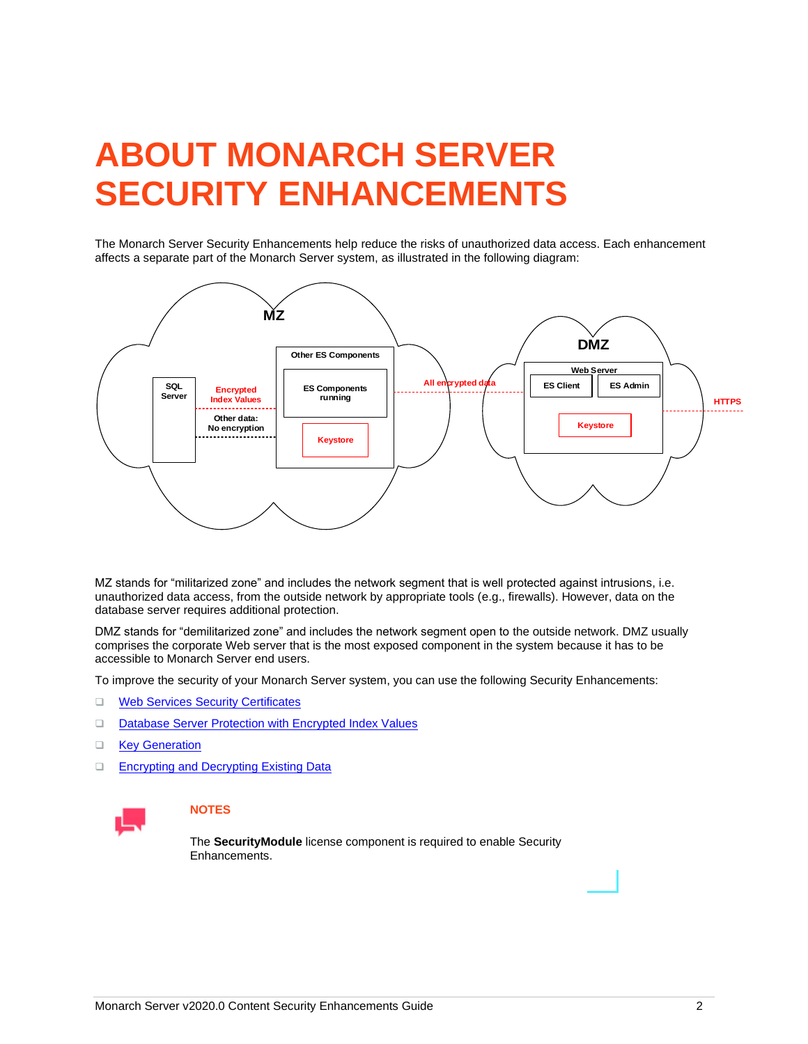# ABOUT MONARCH SERVER SECURITY ENHANCEMENTS

The Monarch Server Security Enhancements help reduce the risks of unauthorized data access. Each enhancement affects a separate part of the Monarch Server system, as illustrated in the following diagram:

MZ stands for "militarized zone" and includes the network segment that is well protected against intrusions, i.e. unauthorized data access, from the outside network by appropriate tools (e.g., firewalls). However, data on the database server requires additional protection.

DMZ stands for "demilitarized zone" and includes the network segment open to the outside network. DMZ usually comprises the corporate Web server that is the most exposed component in the system because it has to be accessible to Monarch Server end users.

To improve the security of your Monarch Server system, you can use the following Security Enhancements:

- Web Services Security Certificates
- Database Server Protection with Encrypted Index Values
- Key Generation
- Encrypting and Decrypting Existing Data

**NOTES**

The **SecurityModule** license component is required to enable Security Enhancements.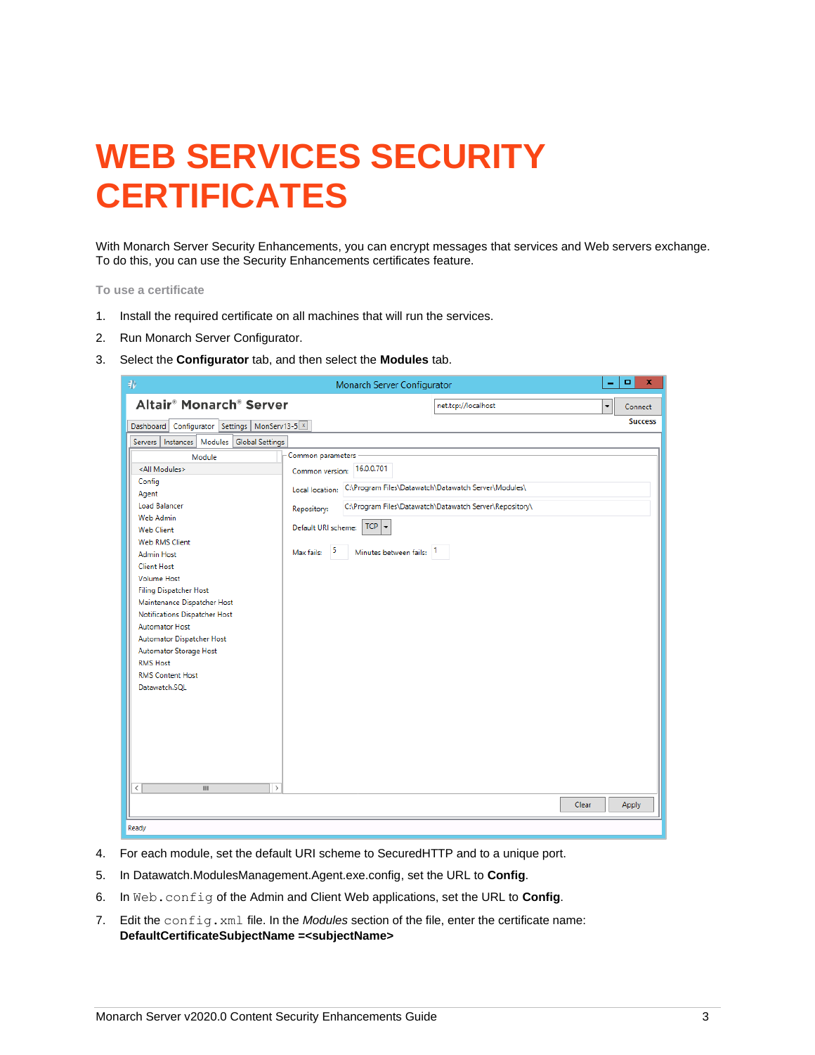# WEB SERVICES SECURITY CERTIFICATES

With Monarch Server Security Enhancements, you can encrypt messages that services and Web servers exchange. To do this, you can use the Security Enhancements certificates feature.

### To use a certificate

1. Install the required certificate on all machines that will run the services.
2. Run Monarch Server Configurator.
3. Select the **Configurator** tab, and then select the **Modules** tab.
4. For each module, set the default URI scheme to SecuredHTTP and to a unique port.
5. In Datawatch.ModulesManagement.Agent.exe.config, set the URL to **Config**.
6. In `Web.config` of the Admin and Client Web applications, set the URL to **Config**.
7. Edit the `config.xml` file. In the *Modules* section of the file, enter the certificate name: **DefaultCertificateSubjectName =<subjectName>**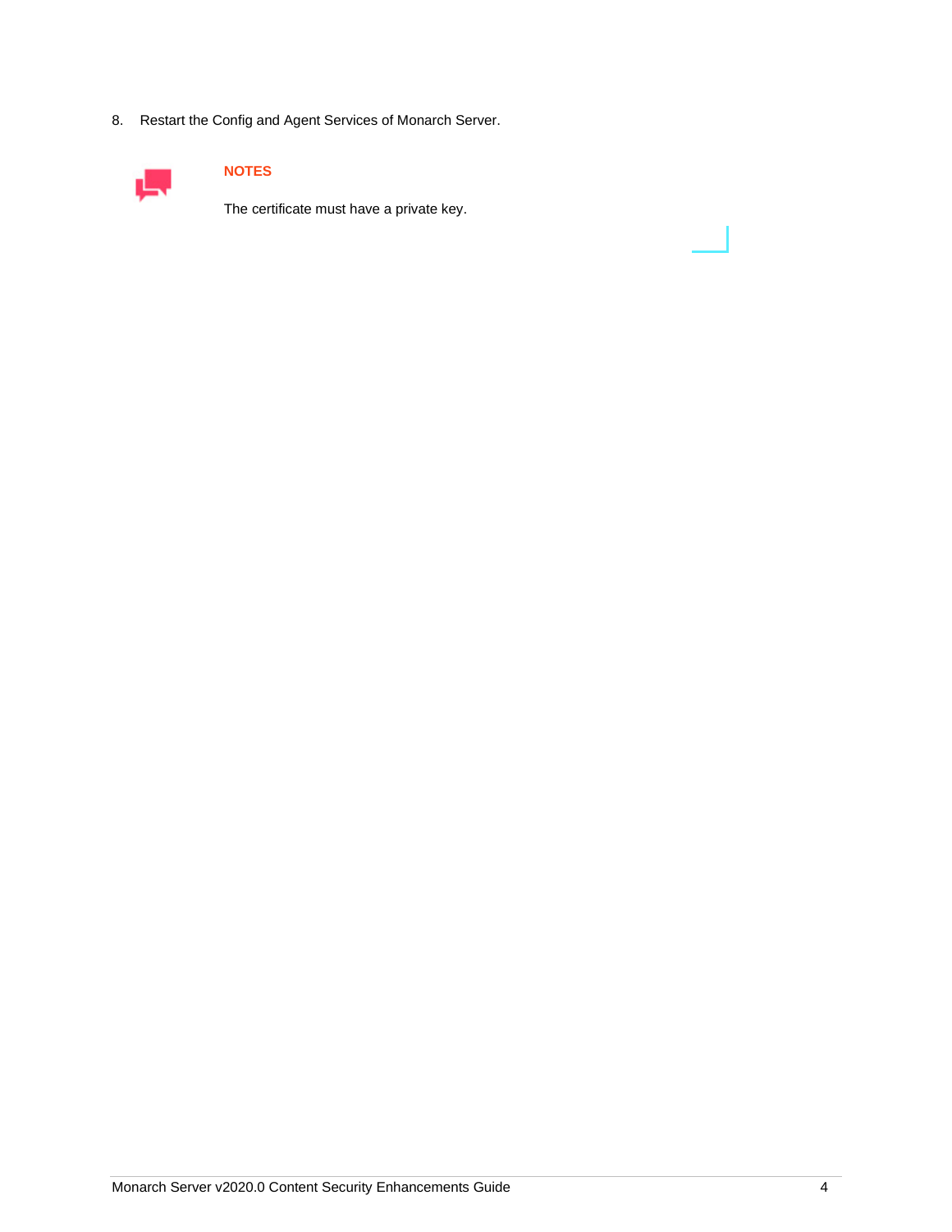8. Restart the Config and Agent Services of Monarch Server.

**NOTES**

The certificate must have a private key.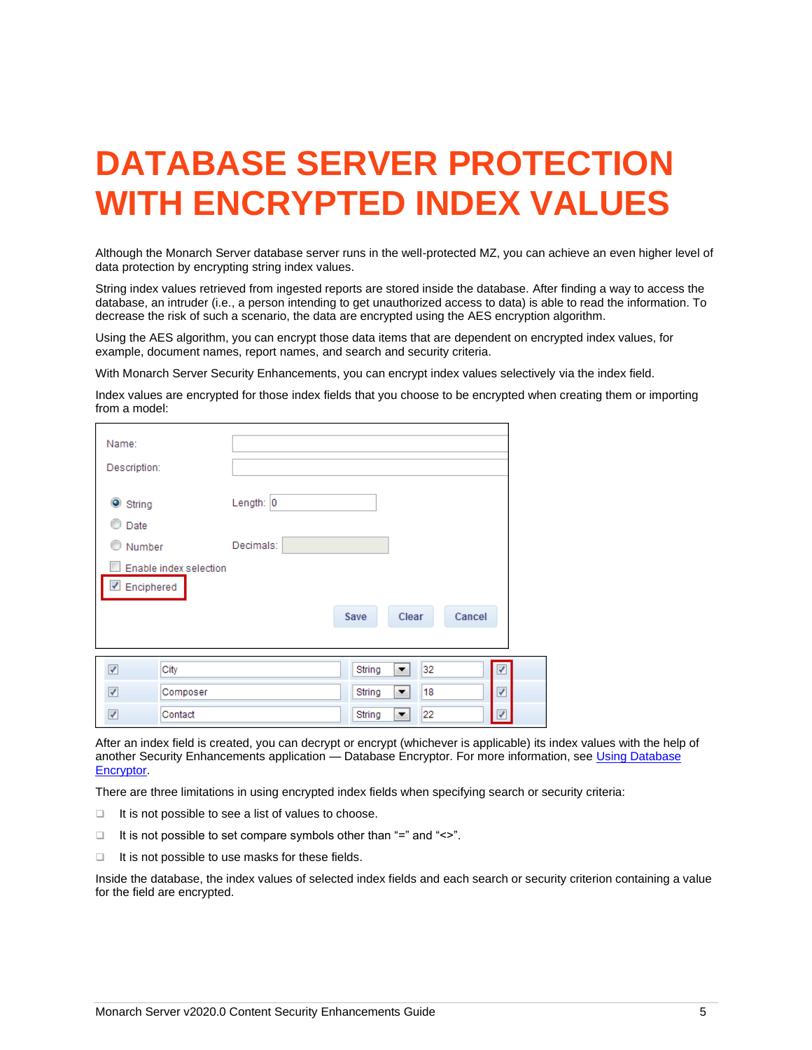# DATABASE SERVER PROTECTION WITH ENCRYPTED INDEX VALUES

Although the Monarch Server database server runs in the well-protected MZ, you can achieve an even higher level of data protection by encrypting string index values.

String index values retrieved from ingested reports are stored inside the database. After finding a way to access the database, an intruder (i.e., a person intending to get unauthorized access to data) is able to read the information. To decrease the risk of such a scenario, the data are encrypted using the AES encryption algorithm.

Using the AES algorithm, you can encrypt those data items that are dependent on encrypted index values, for example, document names, report names, and search and security criteria.

With Monarch Server Security Enhancements, you can encrypt index values selectively via the index field.

Index values are encrypted for those index fields that you choose to be encrypted when creating them or importing from a model:

After an index field is created, you can decrypt or encrypt (whichever is applicable) its index values with the help of another Security Enhancements application — Database Encryptor. For more information, see [Using Database Encryptor](#).

There are three limitations in using encrypted index fields when specifying search or security criteria:

- It is not possible to see a list of values to choose.
- It is not possible to set compare symbols other than “=” and “<>”.
- It is not possible to use masks for these fields.

Inside the database, the index values of selected index fields and each search or security criterion containing a value for the field are encrypted.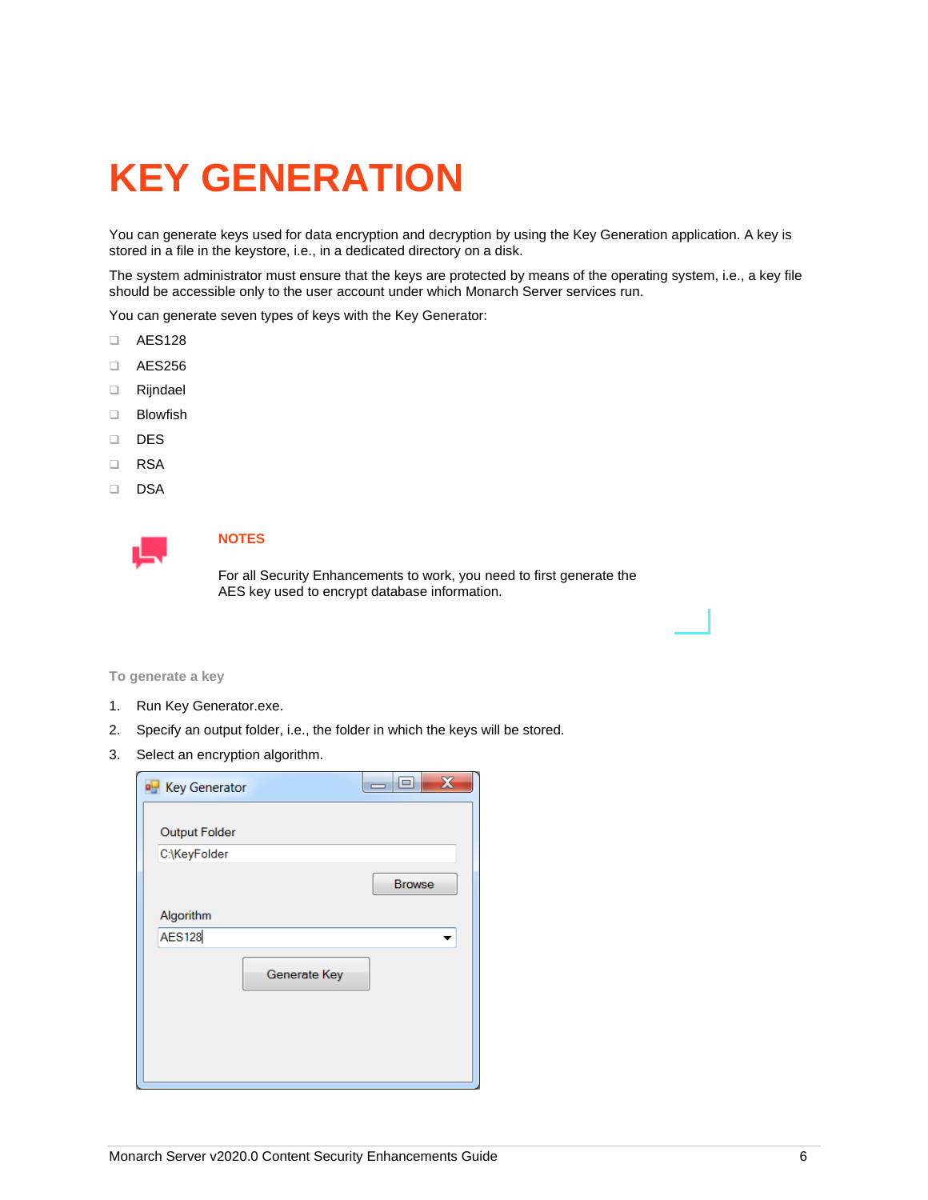# KEY GENERATION

You can generate keys used for data encryption and decryption by using the Key Generation application. A key is stored in a file in the keystore, i.e., in a dedicated directory on a disk.

The system administrator must ensure that the keys are protected by means of the operating system, i.e., a key file should be accessible only to the user account under which Monarch Server services run.

You can generate seven types of keys with the Key Generator:

- AES128
- AES256
- Rijndael
- Blowfish
- DES
- RSA
- DSA

**NOTES**

For all Security Enhancements to work, you need to first generate the AES key used to encrypt database information.

**To generate a key**

1. Run Key Generator.exe.
2. Specify an output folder, i.e., the folder in which the keys will be stored.
3. Select an encryption algorithm.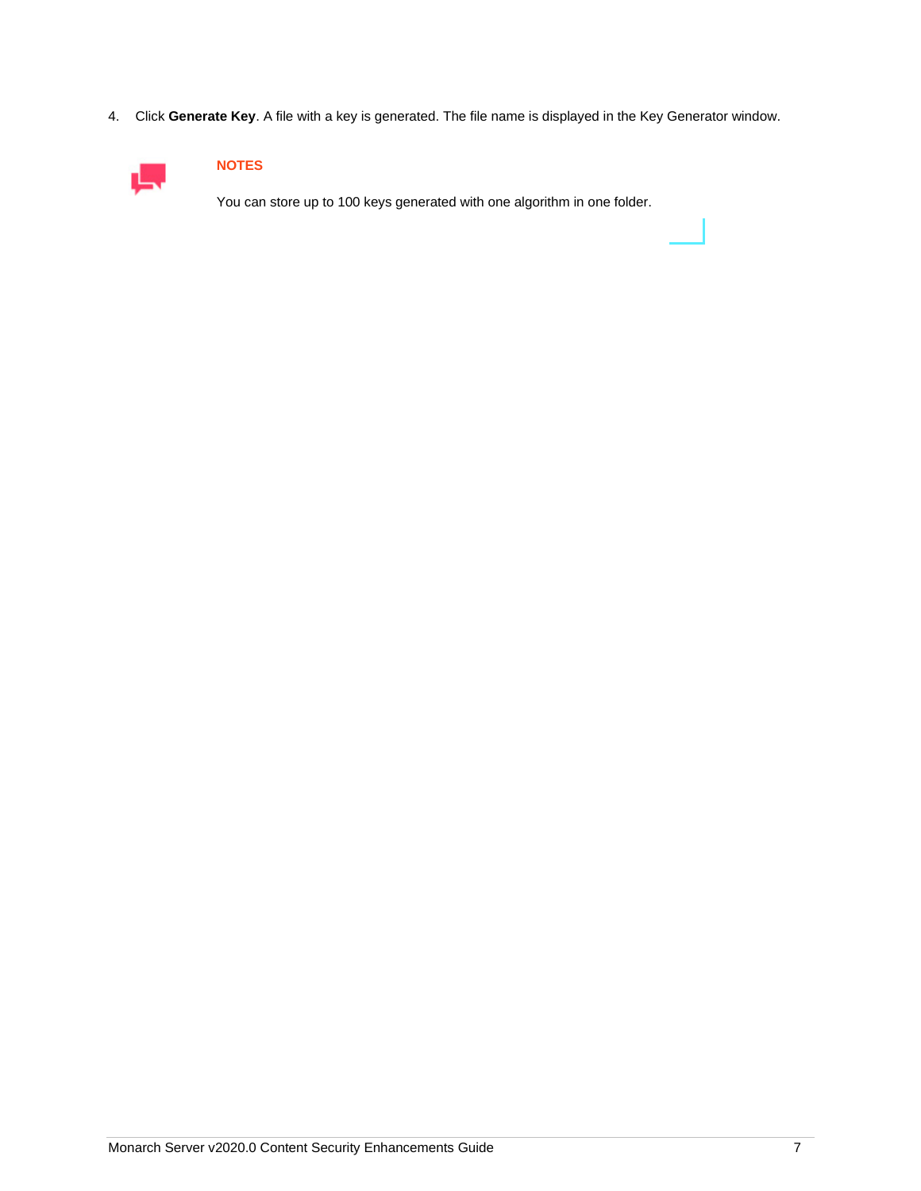4. Click **Generate Key**. A file with a key is generated. The file name is displayed in the Key Generator window.

**NOTES**

You can store up to 100 keys generated with one algorithm in one folder.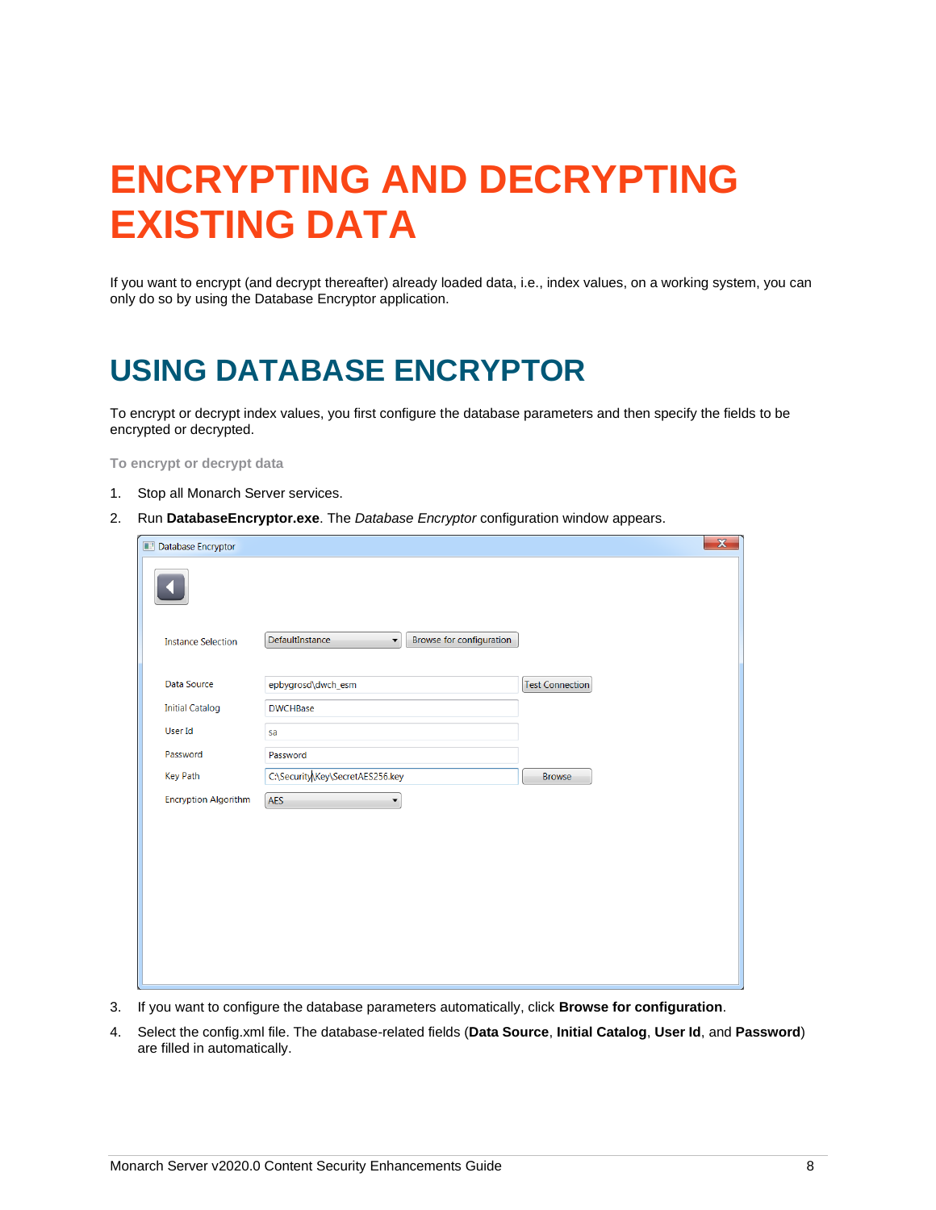# ENCRYPTING AND DECRYPTING EXISTING DATA

If you want to encrypt (and decrypt thereafter) already loaded data, i.e., index values, on a working system, you can only do so by using the Database Encryptor application.

## USING DATABASE ENCRYPTOR

To encrypt or decrypt index values, you first configure the database parameters and then specify the fields to be encrypted or decrypted.

**To encrypt or decrypt data**

1. Stop all Monarch Server services.
2. Run **DatabaseEncryptor.exe**. The *Database Encryptor* configuration window appears.
3. If you want to configure the database parameters automatically, click **Browse for configuration**.
4. Select the config.xml file. The database-related fields (**Data Source**, **Initial Catalog**, **User Id**, and **Password**) are filled in automatically.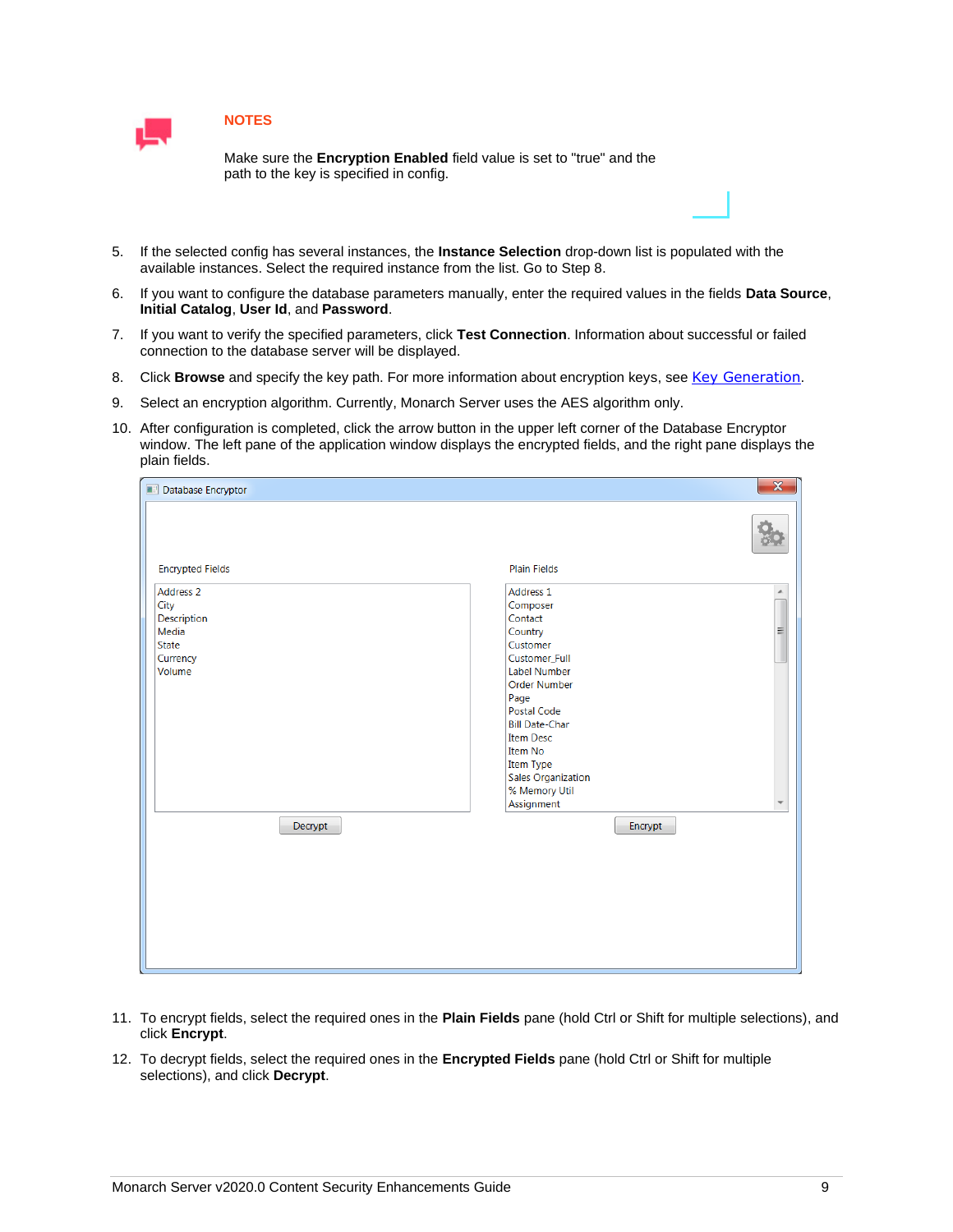**NOTES**

Make sure the **Encryption Enabled** field value is set to "true" and the path to the key is specified in config.

5. If the selected config has several instances, the **Instance Selection** drop-down list is populated with the available instances. Select the required instance from the list. Go to Step 8.
6. If you want to configure the database parameters manually, enter the required values in the fields **Data Source**, **Initial Catalog**, **User Id**, and **Password**.
7. If you want to verify the specified parameters, click **Test Connection**. Information about successful or failed connection to the database server will be displayed.
8. Click **Browse** and specify the key path. For more information about encryption keys, see Key Generation.
9. Select an encryption algorithm. Currently, Monarch Server uses the AES algorithm only.
10. After configuration is completed, click the arrow button in the upper left corner of the Database Encryptor window. The left pane of the application window displays the encrypted fields, and the right pane displays the plain fields.

Database Encryptor

| Encrypted Fields | Plain Fields |
|---|---|
| Address 2 | Address 1 |
| City | Composer |
| Description | Contact |
| Media | Country |
| State | Customer |
| Currency | Customer_Full |
| Volume | Label Number |
| | Order Number |
| | Page |
| | Postal Code |
| | Bill Date-Char |
| | Item Desc |
| | Item No |
| | Item Type |
| | Sales Organization |
| | % Memory Util |
| | Assignment |

Decrypt | Encrypt

11. To encrypt fields, select the required ones in the **Plain Fields** pane (hold Ctrl or Shift for multiple selections), and click **Encrypt**.
12. To decrypt fields, select the required ones in the **Encrypted Fields** pane (hold Ctrl or Shift for multiple selections), and click **Decrypt**.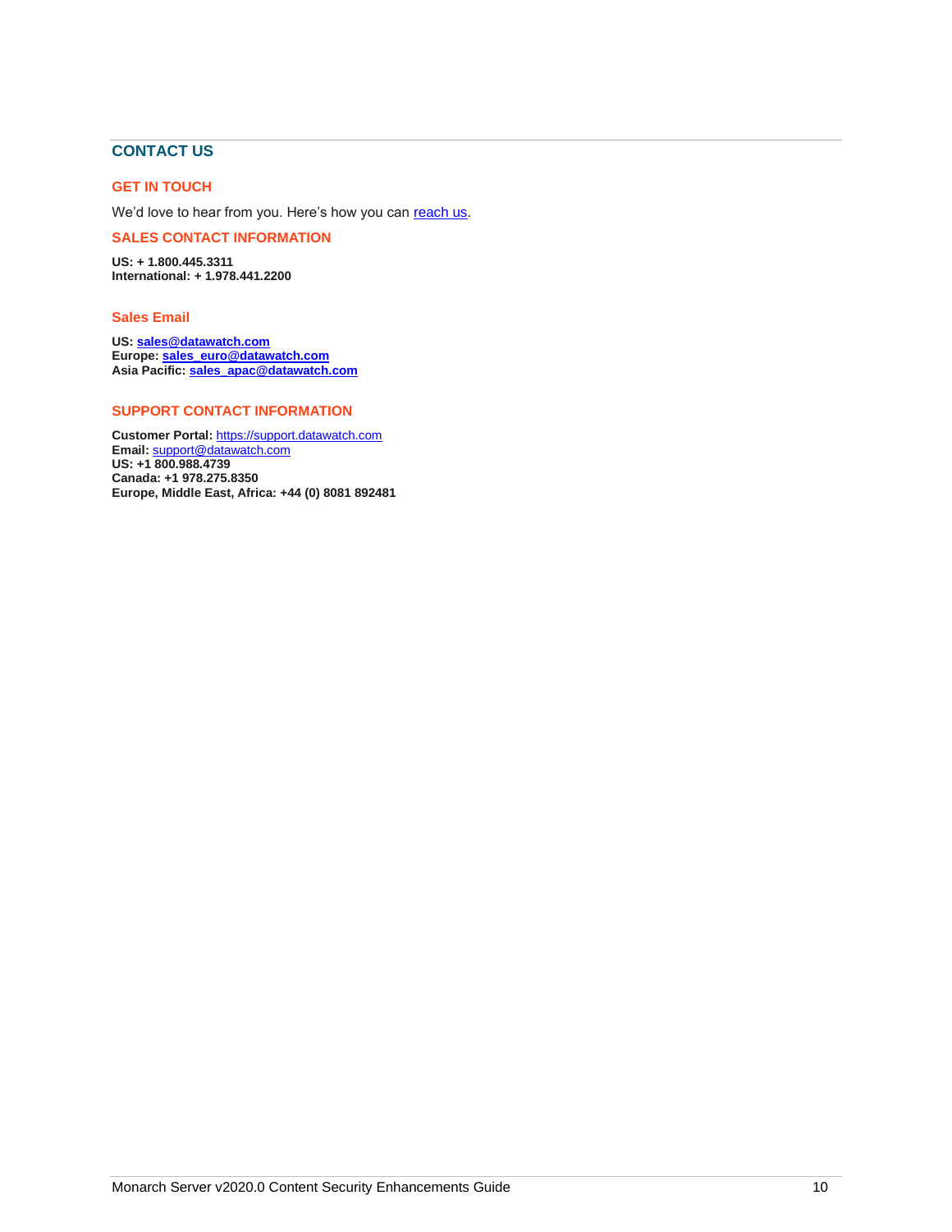## CONTACT US

### GET IN TOUCH

We'd love to hear from you. Here's how you can reach us.

### SALES CONTACT INFORMATION

**US: + 1.800.445.3311**
**International: + 1.978.441.2200**

### Sales Email

**US: sales@datawatch.com**
**Europe: sales_euro@datawatch.com**
**Asia Pacific: sales_apac@datawatch.com**

### SUPPORT CONTACT INFORMATION

**Customer Portal:** https://support.datawatch.com
**Email:** support@datawatch.com
**US: +1 800.988.4739**
**Canada: +1 978.275.8350**
**Europe, Middle East, Africa: +44 (0) 8081 892481**